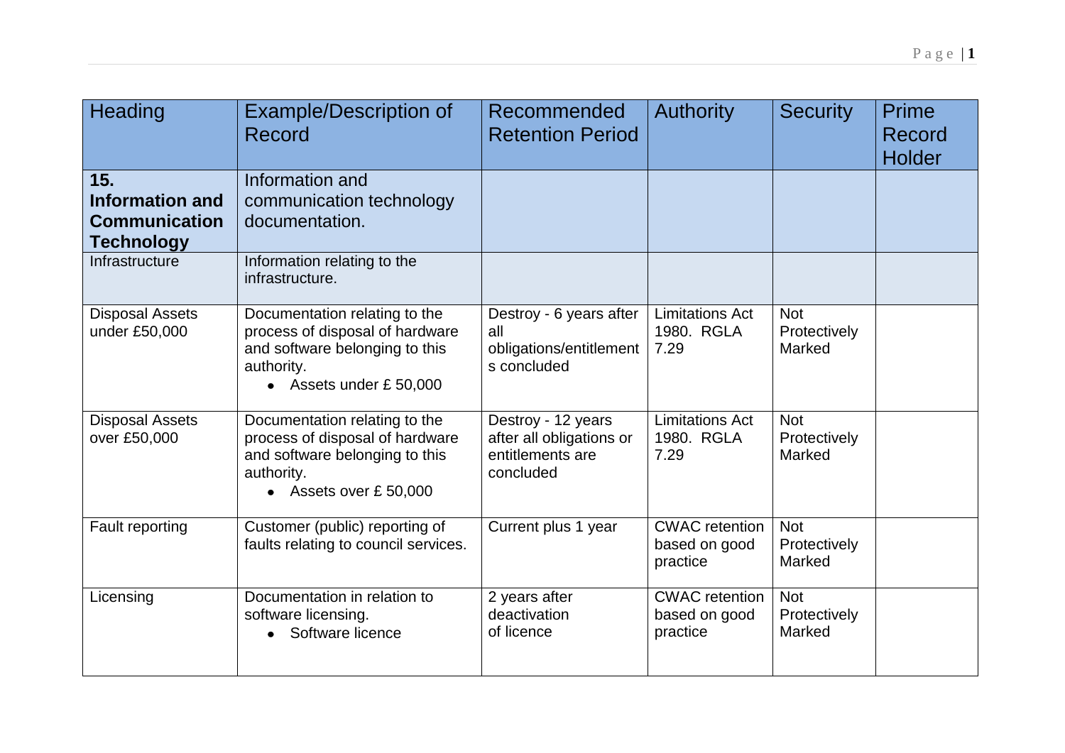| Heading | Example/Description of Record | Recommended Retention Period | Authority | Security | Prime Record Holder |
|---|---|---|---|---|---|
| **15. Information and Communication Technology** | Information and communication technology documentation. | | | | |
| Infrastructure | Information relating to the infrastructure. | | | | |
| Disposal Assets under £50,000 | Documentation relating to the process of disposal of hardware and software belonging to this authority.<br>• Assets under £ 50,000 | Destroy - 6 years after all obligations/entitlements concluded | Limitations Act 1980. RGLA 7.29 | Not Protectively Marked | |
| Disposal Assets over £50,000 | Documentation relating to the process of disposal of hardware and software belonging to this authority.<br>• Assets over £ 50,000 | Destroy - 12 years after all obligations or entitlements are concluded | Limitations Act 1980. RGLA 7.29 | Not Protectively Marked | |
| Fault reporting | Customer (public) reporting of faults relating to council services. | Current plus 1 year | CWAC retention based on good practice | Not Protectively Marked | |
| Licensing | Documentation in relation to software licensing.<br>• Software licence | 2 years after deactivation of licence | CWAC retention based on good practice | Not Protectively Marked | |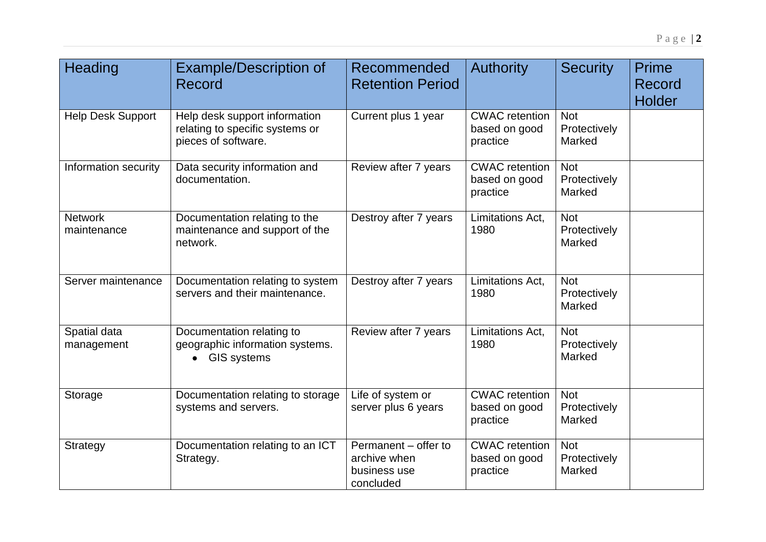| Heading | Example/Description of Record | Recommended Retention Period | Authority | Security | Prime Record Holder |
|---|---|---|---|---|---|
| Help Desk Support | Help desk support information relating to specific systems or pieces of software. | Current plus 1 year | CWAC retention based on good practice | Not Protectively Marked | |
| Information security | Data security information and documentation. | Review after 7 years | CWAC retention based on good practice | Not Protectively Marked | |
| Network maintenance | Documentation relating to the maintenance and support of the network. | Destroy after 7 years | Limitations Act, 1980 | Not Protectively Marked | |
| Server maintenance | Documentation relating to system servers and their maintenance. | Destroy after 7 years | Limitations Act, 1980 | Not Protectively Marked | |
| Spatial data management | Documentation relating to geographic information systems.<br>• GIS systems | Review after 7 years | Limitations Act, 1980 | Not Protectively Marked | |
| Storage | Documentation relating to storage systems and servers. | Life of system or server plus 6 years | CWAC retention based on good practice | Not Protectively Marked | |
| Strategy | Documentation relating to an ICT Strategy. | Permanent – offer to archive when business use concluded | CWAC retention based on good practice | Not Protectively Marked | |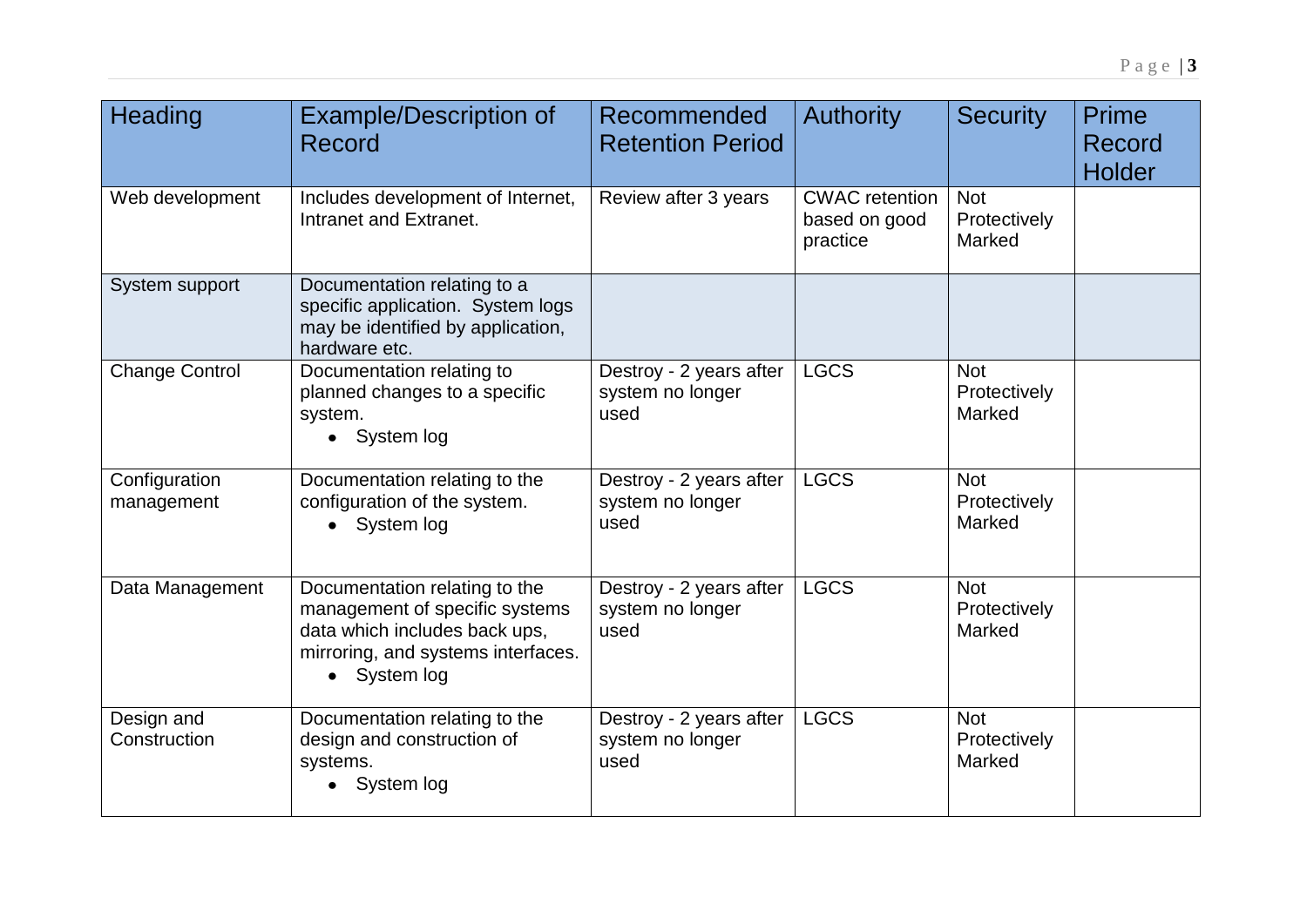| Heading | Example/Description of Record | Recommended Retention Period | Authority | Security | Prime Record Holder |
|---|---|---|---|---|---|
| Web development | Includes development of Internet, Intranet and Extranet. | Review after 3 years | CWAC retention based on good practice | Not Protectively Marked | |
| System support | Documentation relating to a specific application. System logs may be identified by application, hardware etc. | | | | |
| Change Control | Documentation relating to planned changes to a specific system.<br>• System log | Destroy - 2 years after system no longer used | LGCS | Not Protectively Marked | |
| Configuration management | Documentation relating to the configuration of the system.<br>• System log | Destroy - 2 years after system no longer used | LGCS | Not Protectively Marked | |
| Data Management | Documentation relating to the management of specific systems data which includes back ups, mirroring, and systems interfaces.<br>• System log | Destroy - 2 years after system no longer used | LGCS | Not Protectively Marked | |
| Design and Construction | Documentation relating to the design and construction of systems.<br>• System log | Destroy - 2 years after system no longer used | LGCS | Not Protectively Marked | |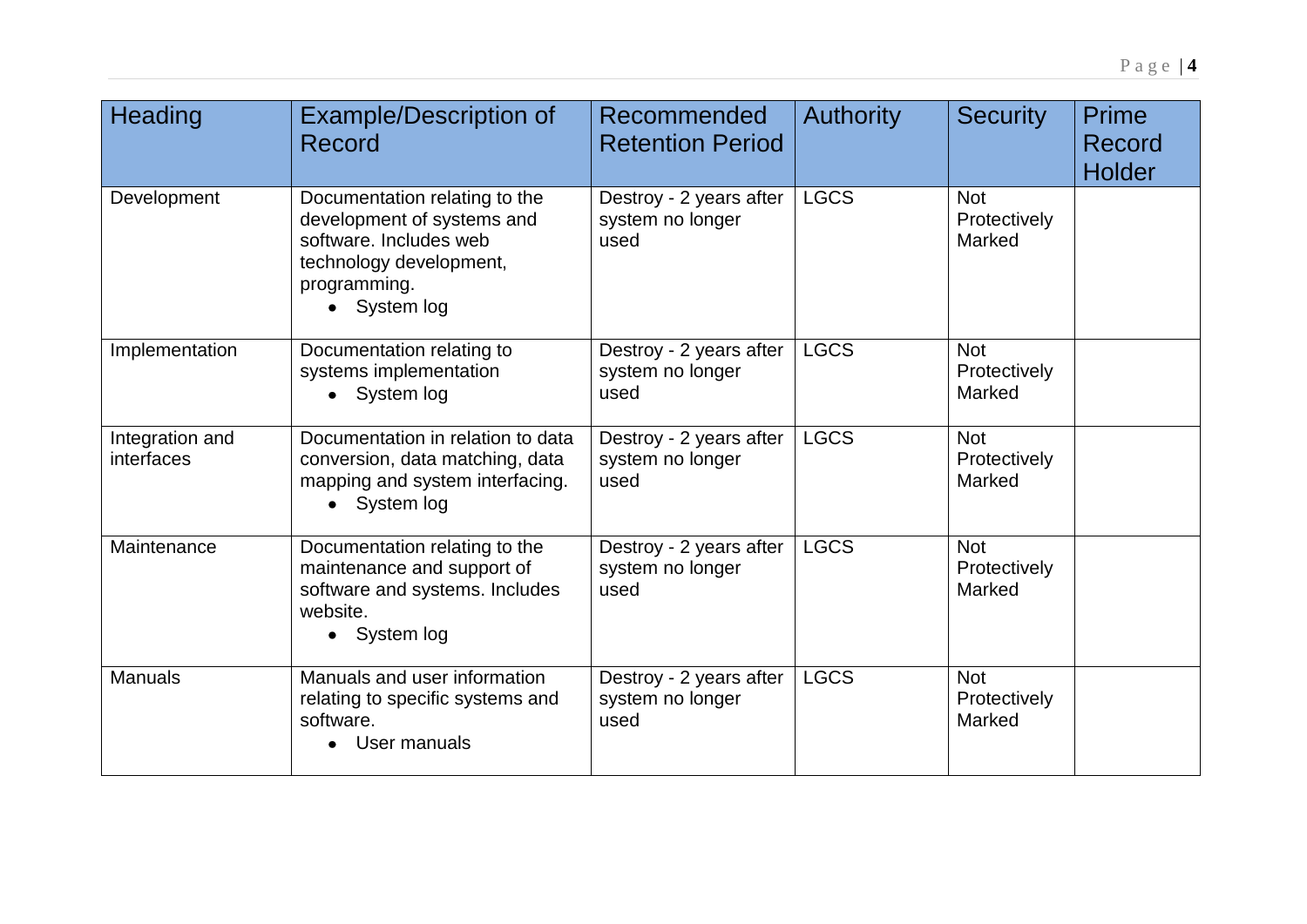| Heading | Example/Description of Record | Recommended Retention Period | Authority | Security | Prime Record Holder |
|---|---|---|---|---|---|
| Development | Documentation relating to the development of systems and software. Includes web technology development, programming. <br>• System log | Destroy - 2 years after system no longer used | LGCS | Not Protectively Marked | |
| Implementation | Documentation relating to systems implementation <br>• System log | Destroy - 2 years after system no longer used | LGCS | Not Protectively Marked | |
| Integration and interfaces | Documentation in relation to data conversion, data matching, data mapping and system interfacing. <br>• System log | Destroy - 2 years after system no longer used | LGCS | Not Protectively Marked | |
| Maintenance | Documentation relating to the maintenance and support of software and systems. Includes website. <br>• System log | Destroy - 2 years after system no longer used | LGCS | Not Protectively Marked | |
| Manuals | Manuals and user information relating to specific systems and software. <br>• User manuals | Destroy - 2 years after system no longer used | LGCS | Not Protectively Marked | |